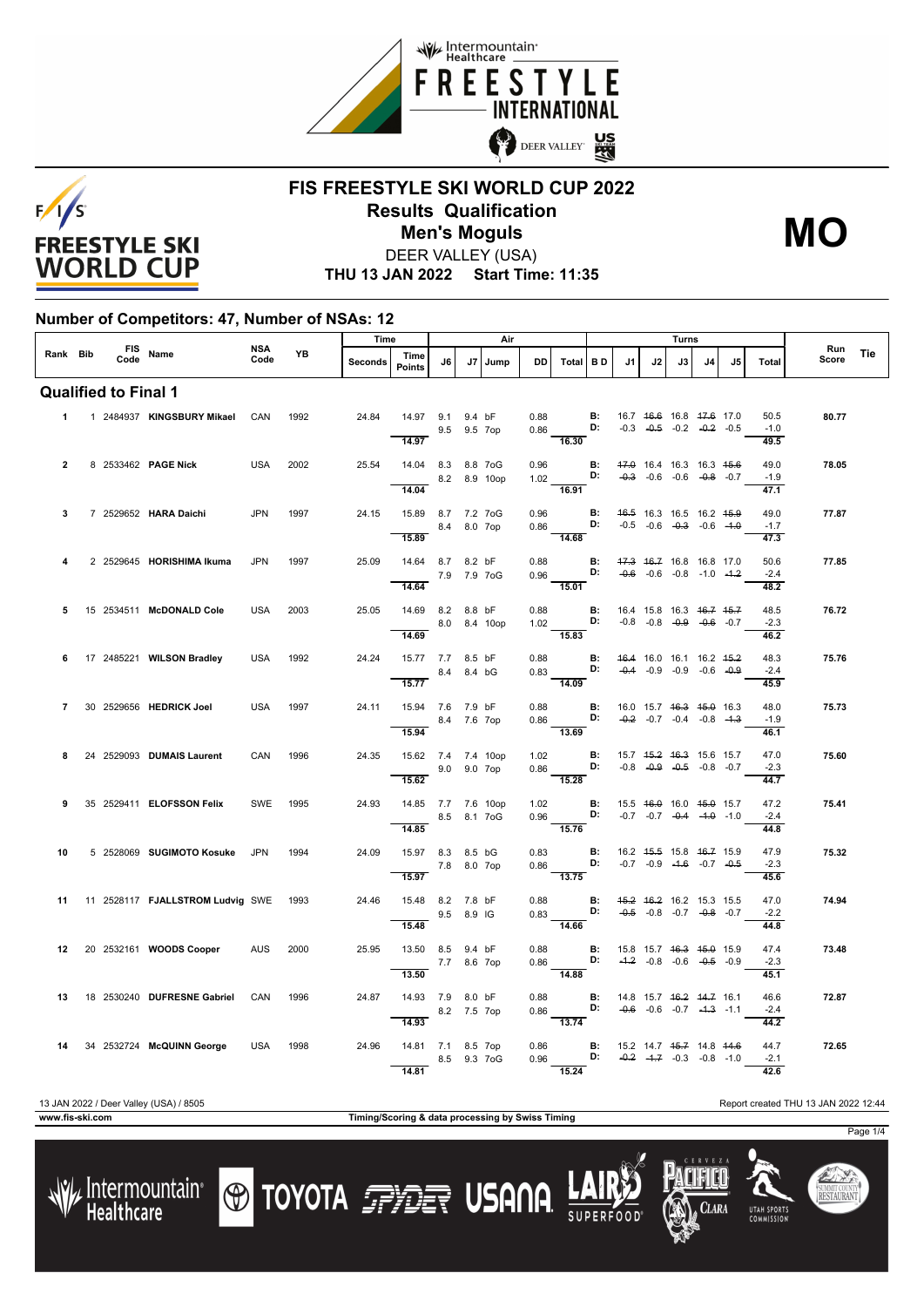# FIS FREESTYLE SKI WORLD CUP 2022

## Results Qualification

## Men's Moguls

**MO**

DEER VALLEY (USA)

**THU 13 JAN 2022 Start Time: 11:35**

### Number of Competitors: 47, Number of NSAs: 12

| Rank | Bib | FIS Code | Name | NSA Code | YB | Time Seconds | Time Points | J6 | J7 | Jump | DD | Air Total | BD | J1 | J2 | J3 | J4 | J5 | Turns Total | Run Score | Tie |
|---|---|---|---|---|---|---|---|---|---|---|---|---|---|---|---|---|---|---|---|---|---|
| **Qualified to Final 1** | | | | | | | | | | | | | | | | | | | | | |
| 1 | 1 | 2484937 | **KINGSBURY Mikael** | CAN | 1992 | 24.84 | 14.97 | 9.1 | 9.4 | bF | 0.88 | | B: | 16.7 | ~~16.6~~ | 16.8 | ~~17.6~~ | 17.0 | 50.5 | **80.77** | |
| | | | | | | | | 9.5 | 9.5 | 7op | 0.86 | | D: | -0.3 | ~~-0.5~~ | -0.2 | ~~-0.2~~ | -0.5 | -1.0 | | |
| | | | | | | | 14.97 | | | | | 16.30 | | | | | | | 49.5 | | |
| 2 | 8 | 2533462 | **PAGE Nick** | USA | 2002 | 25.54 | 14.04 | 8.3 | 8.8 | 7oG | 0.96 | | B: | ~~17.0~~ | 16.4 | 16.3 | 16.3 | ~~15.6~~ | 49.0 | **78.05** | |
| | | | | | | | | 8.2 | 8.9 | 10op | 1.02 | | D: | ~~-0.3~~ | -0.6 | -0.6 | ~~-0.8~~ | -0.7 | -1.9 | | |
| | | | | | | | 14.04 | | | | | 16.91 | | | | | | | 47.1 | | |
| 3 | 7 | 2529652 | **HARA Daichi** | JPN | 1997 | 24.15 | 15.89 | 8.7 | 7.2 | 7oG | 0.96 | | B: | ~~16.5~~ | 16.3 | 16.5 | 16.2 | ~~15.9~~ | 49.0 | **77.87** | |
| | | | | | | | | 8.4 | 8.0 | 7op | 0.86 | | D: | -0.5 | -0.6 | ~~-0.3~~ | -0.6 | ~~-1.0~~ | -1.7 | | |
| | | | | | | | 15.89 | | | | | 14.68 | | | | | | | 47.3 | | |
| 4 | 2 | 2529645 | **HORISHIMA Ikuma** | JPN | 1997 | 25.09 | 14.64 | 8.7 | 8.2 | bF | 0.88 | | B: | ~~17.3~~ | ~~16.7~~ | 16.8 | 16.8 | 17.0 | 50.6 | **77.85** | |
| | | | | | | | | 7.9 | 7.9 | 7oG | 0.96 | | D: | ~~-0.6~~ | -0.6 | -0.8 | -1.0 | ~~-1.2~~ | -2.4 | | |
| | | | | | | | 14.64 | | | | | 15.01 | | | | | | | 48.2 | | |
| 5 | 15 | 2534511 | **McDONALD Cole** | USA | 2003 | 25.05 | 14.69 | 8.2 | 8.8 | bF | 0.88 | | B: | 16.4 | 15.8 | 16.3 | ~~16.7~~ | ~~15.7~~ | 48.5 | **76.72** | |
| | | | | | | | | 8.0 | 8.4 | 10op | 1.02 | | D: | -0.8 | -0.8 | ~~-0.9~~ | ~~-0.6~~ | -0.7 | -2.3 | | |
| | | | | | | | 14.69 | | | | | 15.83 | | | | | | | 46.2 | | |
| 6 | 17 | 2485221 | **WILSON Bradley** | USA | 1992 | 24.24 | 15.77 | 7.7 | 8.5 | bF | 0.88 | | B: | ~~16.4~~ | 16.0 | 16.1 | 16.2 | ~~15.2~~ | 48.3 | **75.76** | |
| | | | | | | | | 8.4 | 8.4 | bG | 0.83 | | D: | ~~-0.4~~ | -0.9 | -0.9 | -0.6 | ~~-0.9~~ | -2.4 | | |
| | | | | | | | 15.77 | | | | | 14.09 | | | | | | | 45.9 | | |
| 7 | 30 | 2529656 | **HEDRICK Joel** | USA | 1997 | 24.11 | 15.94 | 7.6 | 7.9 | bF | 0.88 | | B: | 16.0 | 15.7 | ~~16.3~~ | ~~15.0~~ | 16.3 | 48.0 | **75.73** | |
| | | | | | | | | 8.4 | 7.6 | 7op | 0.86 | | D: | ~~-0.2~~ | -0.7 | -0.4 | -0.8 | ~~-1.3~~ | -1.9 | | |
| | | | | | | | 15.94 | | | | | 13.69 | | | | | | | 46.1 | | |
| 8 | 24 | 2529093 | **DUMAIS Laurent** | CAN | 1996 | 24.35 | 15.62 | 7.4 | 7.4 | 10op | 1.02 | | B: | 15.7 | ~~15.2~~ | ~~16.3~~ | 15.6 | 15.7 | 47.0 | **75.60** | |
| | | | | | | | | 9.0 | 9.0 | 7op | 0.86 | | D: | -0.8 | ~~-0.9~~ | ~~-0.5~~ | -0.8 | -0.7 | -2.3 | | |
| | | | | | | | 15.62 | | | | | 15.28 | | | | | | | 44.7 | | |
| 9 | 35 | 2529411 | **ELOFSSON Felix** | SWE | 1995 | 24.93 | 14.85 | 7.7 | 7.6 | 10op | 1.02 | | B: | 15.5 | ~~16.0~~ | 16.0 | ~~15.0~~ | 15.7 | 47.2 | **75.41** | |
| | | | | | | | | 8.5 | 8.1 | 7oG | 0.96 | | D: | -0.7 | -0.7 | ~~-0.4~~ | ~~-1.0~~ | -1.0 | -2.4 | | |
| | | | | | | | 14.85 | | | | | 15.76 | | | | | | | 44.8 | | |
| 10 | 5 | 2528069 | **SUGIMOTO Kosuke** | JPN | 1994 | 24.09 | 15.97 | 8.3 | 8.5 | bG | 0.83 | | B: | 16.2 | ~~15.5~~ | 15.8 | ~~16.7~~ | 15.9 | 47.9 | **75.32** | |
| | | | | | | | | 7.8 | 8.0 | 7op | 0.86 | | D: | -0.7 | -0.9 | ~~-1.6~~ | -0.7 | ~~-0.5~~ | -2.3 | | |
| | | | | | | | 15.97 | | | | | 13.75 | | | | | | | 45.6 | | |
| 11 | 11 | 2528117 | **FJALLSTROM Ludvig** | SWE | 1993 | 24.46 | 15.48 | 8.2 | 7.8 | bF | 0.88 | | B: | ~~15.2~~ | ~~16.2~~ | 16.2 | 15.3 | 15.5 | 47.0 | **74.94** | |
| | | | | | | | | 9.5 | 8.9 | lG | 0.83 | | D: | ~~-0.5~~ | -0.8 | -0.7 | ~~-0.8~~ | -0.7 | -2.2 | | |
| | | | | | | | 15.48 | | | | | 14.66 | | | | | | | 44.8 | | |
| 12 | 20 | 2532161 | **WOODS Cooper** | AUS | 2000 | 25.95 | 13.50 | 8.5 | 9.4 | bF | 0.88 | | B: | 15.8 | 15.7 | ~~16.3~~ | ~~15.0~~ | 15.9 | 47.4 | **73.48** | |
| | | | | | | | | 7.7 | 8.6 | 7op | 0.86 | | D: | ~~-1.2~~ | -0.8 | -0.6 | ~~-0.5~~ | -0.9 | -2.3 | | |
| | | | | | | | 13.50 | | | | | 14.88 | | | | | | | 45.1 | | |
| 13 | 18 | 2530240 | **DUFRESNE Gabriel** | CAN | 1996 | 24.87 | 14.93 | 7.9 | 8.0 | bF | 0.88 | | B: | 14.8 | 15.7 | ~~16.2~~ | ~~14.7~~ | 16.1 | 46.6 | **72.87** | |
| | | | | | | | | 8.2 | 7.5 | 7op | 0.86 | | D: | ~~-0.6~~ | -0.6 | -0.7 | ~~-1.3~~ | -1.1 | -2.4 | | |
| | | | | | | | 14.93 | | | | | 13.74 | | | | | | | 44.2 | | |
| 14 | 34 | 2532724 | **McQUINN George** | USA | 1998 | 24.96 | 14.81 | 7.1 | 8.5 | 7op | 0.86 | | B: | 15.2 | 14.7 | ~~15.7~~ | 14.8 | ~~14.6~~ | 44.7 | **72.65** | |
| | | | | | | | | 8.5 | 9.3 | 7oG | 0.96 | | D: | ~~-0.2~~ | ~~-1.7~~ | -0.3 | -0.8 | -1.0 | -2.1 | | |
| | | | | | | | 14.81 | | | | | 15.24 | | | | | | | 42.6 | | |

13 JAN 2022 / Deer Valley (USA) / 8505

Report created THU 13 JAN 2022 12:44

www.fis-ski.com

Timing/Scoring & data processing by Swiss Timing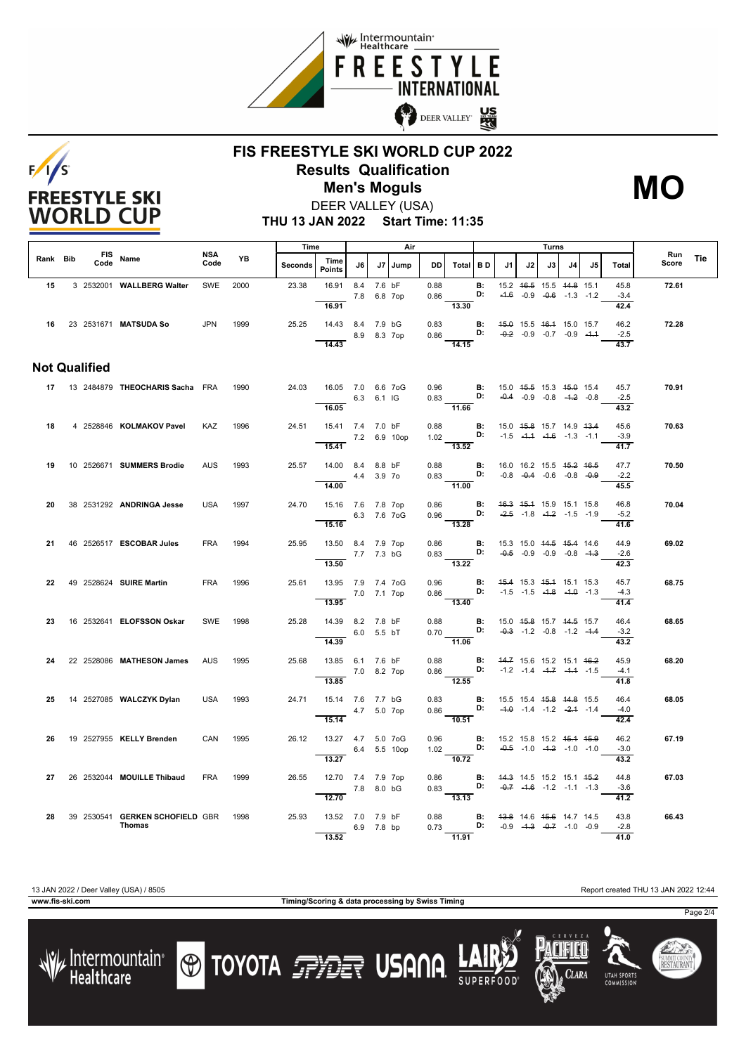# FIS FREESTYLE SKI WORLD CUP 2022

## Results Qualification

## Men's Moguls

**MO**

DEER VALLEY (USA)

**THU 13 JAN 2022 Start Time: 11:35**

| Rank | Bib | FIS Code | Name | NSA Code | YB | Time Seconds | Time Points | J6 | J7 | Jump | DD | Total | BD | J1 | J2 | J3 | J4 | J5 | Total | Run Score | Tie |
|---|---|---|---|---|---|---|---|---|---|---|---|---|---|---|---|---|---|---|---|---|---|
| 15 | 3 | 2532001 | **WALLBERG Walter** | SWE | 2000 | 23.38 | 16.91 | 8.4 | 7.6 | bF | 0.88 | | B: | 15.2 | ~~16.5~~ | 15.5 | ~~14.8~~ | 15.1 | 45.8 | 72.61 | |
| | | | | | | | | 7.8 | 6.8 | 7op | 0.86 | | D: | ~~-1.6~~ | -0.9 | ~~-0.6~~ | -1.3 | -1.2 | -3.4 | | |
| | | | | | | | 16.91 | | | | | 13.30 | | | | | | | 42.4 | | |
| 16 | 23 | 2531671 | **MATSUDA So** | JPN | 1999 | 25.25 | 14.43 | 8.4 | 7.9 | bG | 0.83 | | B: | ~~15.0~~ | 15.5 | ~~16.1~~ | 15.0 | 15.7 | 46.2 | 72.28 | |
| | | | | | | | | 8.9 | 8.3 | 7op | 0.86 | | D: | ~~-0.2~~ | -0.9 | -0.7 | -0.9 | ~~-1.1~~ | -2.5 | | |
| | | | | | | | 14.43 | | | | | 14.15 | | | | | | | 43.7 | | |

## Not Qualified

| Rank | Bib | FIS Code | Name | NSA Code | YB | Time Seconds | Time Points | J6 | J7 | Jump | DD | Total | BD | J1 | J2 | J3 | J4 | J5 | Total | Run Score | Tie |
|---|---|---|---|---|---|---|---|---|---|---|---|---|---|---|---|---|---|---|---|---|---|
| 17 | 13 | 2484879 | **THEOCHARIS Sacha** | FRA | 1990 | 24.03 | 16.05 | 7.0 | 6.6 | 7oG | 0.96 | | B: | 15.0 | ~~15.5~~ | 15.3 | ~~15.0~~ | 15.4 | 45.7 | 70.91 | |
| | | | | | | | | 6.3 | 6.1 | IG | 0.83 | | D: | ~~-0.4~~ | -0.9 | -0.8 | ~~-1.2~~ | -0.8 | -2.5 | | |
| | | | | | | | 16.05 | | | | | 11.66 | | | | | | | 43.2 | | |
| 18 | 4 | 2528846 | **KOLMAKOV Pavel** | KAZ | 1996 | 24.51 | 15.41 | 7.4 | 7.0 | bF | 0.88 | | B: | 15.0 | ~~15.8~~ | 15.7 | 14.9 | ~~13.4~~ | 45.6 | 70.63 | |
| | | | | | | | | 7.2 | 6.9 | 10op | 1.02 | | D: | -1.5 | ~~-1.1~~ | ~~-1.6~~ | -1.3 | -1.1 | -3.9 | | |
| | | | | | | | 15.41 | | | | | 13.52 | | | | | | | 41.7 | | |
| 19 | 10 | 2526671 | **SUMMERS Brodie** | AUS | 1993 | 25.57 | 14.00 | 8.4 | 8.8 | bF | 0.88 | | B: | 16.0 | 16.2 | 15.5 | ~~15.2~~ | ~~16.5~~ | 47.7 | 70.50 | |
| | | | | | | | | 4.4 | 3.9 | 7o | 0.83 | | D: | -0.8 | ~~-0.4~~ | -0.6 | -0.8 | ~~-0.9~~ | -2.2 | | |
| | | | | | | | 14.00 | | | | | 11.00 | | | | | | | 45.5 | | |
| 20 | 38 | 2531292 | **ANDRINGA Jesse** | USA | 1997 | 24.70 | 15.16 | 7.6 | 7.8 | 7op | 0.86 | | B: | ~~16.3~~ | ~~15.1~~ | 15.9 | 15.1 | 15.8 | 46.8 | 70.04 | |
| | | | | | | | | 6.3 | 7.6 | 7oG | 0.96 | | D: | ~~-2.5~~ | -1.8 | ~~-1.2~~ | -1.5 | -1.9 | -5.2 | | |
| | | | | | | | 15.16 | | | | | 13.28 | | | | | | | 41.6 | | |
| 21 | 46 | 2526517 | **ESCOBAR Jules** | FRA | 1994 | 25.95 | 13.50 | 8.4 | 7.9 | 7op | 0.86 | | B: | 15.3 | 15.0 | ~~14.5~~ | ~~15.4~~ | 14.6 | 44.9 | 69.02 | |
| | | | | | | | | 7.7 | 7.3 | bG | 0.83 | | D: | ~~-0.5~~ | -0.9 | -0.9 | -0.8 | ~~-1.3~~ | -2.6 | | |
| | | | | | | | 13.50 | | | | | 13.22 | | | | | | | 42.3 | | |
| 22 | 49 | 2528624 | **SUIRE Martin** | FRA | 1996 | 25.61 | 13.95 | 7.9 | 7.4 | 7oG | 0.96 | | B: | ~~15.4~~ | 15.3 | ~~15.1~~ | 15.1 | 15.3 | 45.7 | 68.75 | |
| | | | | | | | | 7.0 | 7.1 | 7op | 0.86 | | D: | -1.5 | -1.5 | ~~-1.8~~ | ~~-1.0~~ | -1.3 | -4.3 | | |
| | | | | | | | 13.95 | | | | | 13.40 | | | | | | | 41.4 | | |
| 23 | 16 | 2532641 | **ELOFSSON Oskar** | SWE | 1998 | 25.28 | 14.39 | 8.2 | 7.8 | bF | 0.88 | | B: | 15.0 | ~~15.8~~ | 15.7 | ~~14.5~~ | 15.7 | 46.4 | 68.65 | |
| | | | | | | | | 6.0 | 5.5 | bT | 0.70 | | D: | ~~-0.3~~ | -1.2 | -0.8 | -1.2 | ~~-1.4~~ | -3.2 | | |
| | | | | | | | 14.39 | | | | | 11.06 | | | | | | | 43.2 | | |
| 24 | 22 | 2528086 | **MATHESON James** | AUS | 1995 | 25.68 | 13.85 | 6.1 | 7.6 | bF | 0.88 | | B: | ~~14.7~~ | 15.6 | 15.2 | 15.1 | ~~16.2~~ | 45.9 | 68.20 | |
| | | | | | | | | 7.0 | 8.2 | 7op | 0.86 | | D: | -1.2 | -1.4 | ~~-1.7~~ | ~~-1.1~~ | -1.5 | -4.1 | | |
| | | | | | | | 13.85 | | | | | 12.55 | | | | | | | 41.8 | | |
| 25 | 14 | 2527085 | **WALCZYK Dylan** | USA | 1993 | 24.71 | 15.14 | 7.6 | 7.7 | bG | 0.83 | | B: | 15.5 | 15.4 | ~~15.8~~ | ~~14.8~~ | 15.5 | 46.4 | 68.05 | |
| | | | | | | | | 4.7 | 5.0 | 7op | 0.86 | | D: | ~~-1.0~~ | -1.4 | -1.2 | ~~-2.1~~ | -1.4 | -4.0 | | |
| | | | | | | | 15.14 | | | | | 10.51 | | | | | | | 42.4 | | |
| 26 | 19 | 2527955 | **KELLY Brenden** | CAN | 1995 | 26.12 | 13.27 | 4.7 | 5.0 | 7oG | 0.96 | | B: | 15.2 | 15.8 | 15.2 | ~~15.1~~ | ~~15.9~~ | 46.2 | 67.19 | |
| | | | | | | | | 6.4 | 5.5 | 10op | 1.02 | | D: | ~~-0.5~~ | -1.0 | ~~-1.2~~ | -1.0 | -1.0 | -3.0 | | |
| | | | | | | | 13.27 | | | | | 10.72 | | | | | | | 43.2 | | |
| 27 | 26 | 2532044 | **MOUILLE Thibaud** | FRA | 1999 | 26.55 | 12.70 | 7.4 | 7.9 | 7op | 0.86 | | B: | ~~14.3~~ | 14.5 | 15.2 | 15.1 | ~~15.2~~ | 44.8 | 67.03 | |
| | | | | | | | | 7.8 | 8.0 | bG | 0.83 | | D: | ~~-0.7~~ | ~~-1.6~~ | -1.2 | -1.1 | -1.3 | -3.6 | | |
| | | | | | | | 12.70 | | | | | 13.13 | | | | | | | 41.2 | | |
| 28 | 39 | 2530541 | **GERKEN SCHOFIELD Thomas** | GBR | 1998 | 25.93 | 13.52 | 7.0 | 7.9 | bF | 0.88 | | B: | ~~13.8~~ | 14.6 | ~~15.6~~ | 14.7 | 14.5 | 43.8 | 66.43 | |
| | | | | | | | | 6.9 | 7.8 | bp | 0.73 | | D: | -0.9 | ~~-1.3~~ | ~~-0.7~~ | -1.0 | -0.9 | -2.8 | | |
| | | | | | | | 13.52 | | | | | 11.91 | | | | | | | 41.0 | | |

13 JAN 2022 / Deer Valley (USA) / 8505 Report created THU 13 JAN 2022 12:44

www.fis-ski.com Timing/Scoring & data processing by Swiss Timing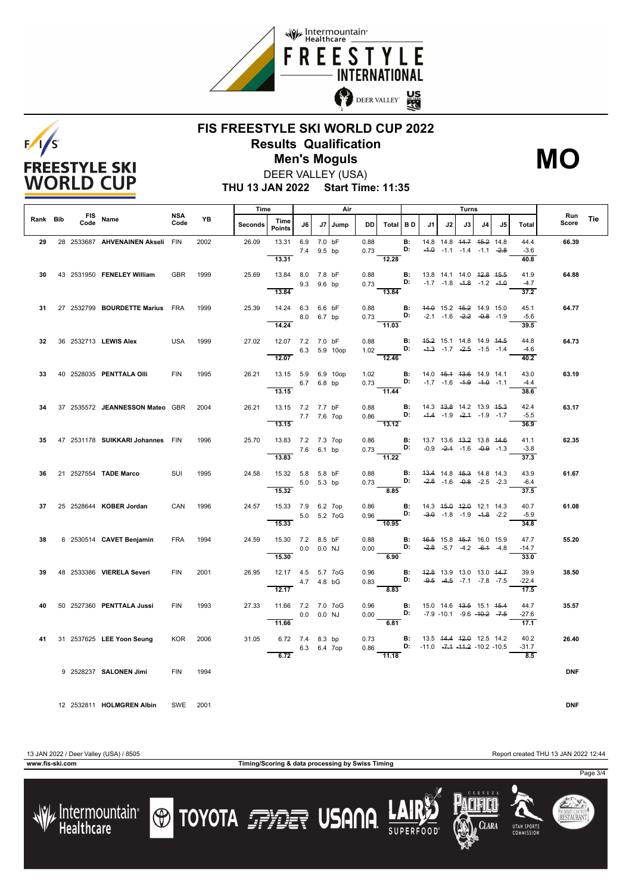# FIS FREESTYLE SKI WORLD CUP 2022

## Results Qualification

## Men's Moguls

**MO**

DEER VALLEY (USA)

**THU 13 JAN 2022 Start Time: 11:35**

| Rank | Bib | FIS Code | Name | NSA Code | YB | Time Seconds | Time Points | J6 | J7 | Jump | DD | Total | BD | J1 | J2 | J3 | J4 | J5 | Total | Run Score | Tie |
|---|---|---|---|---|---|---|---|---|---|---|---|---|---|---|---|---|---|---|---|---|---|
| 29 | 28 | 2533687 | **AHVENAINEN Akseli** | FIN | 2002 | 26.09 | 13.31 | 6.9 | 7.0 | bF | 0.88 | | B: | 14.8 | 14.8 | ~~14.7~~ | ~~15.2~~ | 14.8 | 44.4 | **66.39** | |
| | | | | | | | | 7.4 | 9.5 | bp | 0.73 | | D: | ~~-1.0~~ | -1.1 | -1.4 | -1.1 | ~~-2.8~~ | -3.6 | | |
| | | | | | | | 13.31 | | | | | 12.28 | | | | | | | 40.8 | | |
| 30 | 43 | 2531950 | **FENELEY William** | GBR | 1999 | 25.69 | 13.84 | 8.0 | 7.8 | bF | 0.88 | | B: | 13.8 | 14.1 | 14.0 | ~~12.8~~ | ~~15.5~~ | 41.9 | **64.88** | |
| | | | | | | | | 9.3 | 9.6 | bp | 0.73 | | D: | -1.7 | -1.8 | ~~-1.8~~ | -1.2 | ~~-1.0~~ | -4.7 | | |
| | | | | | | | 13.84 | | | | | 13.84 | | | | | | | 37.2 | | |
| 31 | 27 | 2532799 | **BOURDETTE Marius** | FRA | 1999 | 25.39 | 14.24 | 6.3 | 6.6 | bF | 0.88 | | B: | ~~14.0~~ | 15.2 | ~~15.2~~ | 14.9 | 15.0 | 45.1 | **64.77** | |
| | | | | | | | | 8.0 | 6.7 | bp | 0.73 | | D: | -2.1 | -1.6 | ~~-2.2~~ | ~~-0.8~~ | -1.9 | -5.6 | | |
| | | | | | | | 14.24 | | | | | 11.03 | | | | | | | 39.5 | | |
| 32 | 36 | 2532713 | **LEWIS Alex** | USA | 1999 | 27.02 | 12.07 | 7.2 | 7.0 | bF | 0.88 | | B: | ~~15.2~~ | 15.1 | 14.8 | 14.9 | ~~14.5~~ | 44.8 | **64.73** | |
| | | | | | | | | 6.3 | 5.9 | 10op | 1.02 | | D: | ~~-1.3~~ | -1.7 | ~~-2.5~~ | -1.5 | -1.4 | -4.6 | | |
| | | | | | | | 12.07 | | | | | 12.46 | | | | | | | 40.2 | | |
| 33 | 40 | 2528035 | **PENTTALA Olli** | FIN | 1995 | 26.21 | 13.15 | 5.9 | 6.9 | 10op | 1.02 | | B: | 14.0 | ~~15.1~~ | ~~13.6~~ | 14.9 | 14.1 | 43.0 | **63.19** | |
| | | | | | | | | 6.7 | 6.8 | bp | 0.73 | | D: | -1.7 | -1.6 | ~~-1.9~~ | ~~-1.0~~ | -1.1 | -4.4 | | |
| | | | | | | | 13.15 | | | | | 11.44 | | | | | | | 38.6 | | |
| 34 | 37 | 2535572 | **JEANNESSON Mateo** | GBR | 2004 | 26.21 | 13.15 | 7.2 | 7.7 | bF | 0.88 | | B: | 14.3 | ~~13.8~~ | 14.2 | 13.9 | ~~15.3~~ | 42.4 | **63.17** | |
| | | | | | | | | 7.7 | 7.6 | 7op | 0.86 | | D: | ~~-1.4~~ | -1.9 | ~~-2.1~~ | -1.9 | -1.7 | -5.5 | | |
| | | | | | | | 13.15 | | | | | 13.12 | | | | | | | 36.9 | | |
| 35 | 47 | 2531178 | **SUIKKARI Johannes** | FIN | 1996 | 25.70 | 13.83 | 7.2 | 7.3 | 7op | 0.86 | | B: | 13.7 | 13.6 | ~~13.2~~ | 13.8 | ~~14.6~~ | 41.1 | **62.35** | |
| | | | | | | | | 7.6 | 6.1 | bp | 0.73 | | D: | -0.9 | ~~-2.1~~ | -1.6 | ~~-0.9~~ | -1.3 | -3.8 | | |
| | | | | | | | 13.83 | | | | | 11.22 | | | | | | | 37.3 | | |
| 36 | 21 | 2527554 | **TADE Marco** | SUI | 1995 | 24.58 | 15.32 | 5.8 | 5.8 | bF | 0.88 | | B: | ~~13.4~~ | 14.8 | ~~15.3~~ | 14.8 | 14.3 | 43.9 | **61.67** | |
| | | | | | | | | 5.0 | 5.3 | bp | 0.73 | | D: | ~~-2.8~~ | -1.6 | ~~-0.8~~ | -2.5 | -2.3 | -6.4 | | |
| | | | | | | | 15.32 | | | | | 8.85 | | | | | | | 37.5 | | |
| 37 | 25 | 2528644 | **KOBER Jordan** | CAN | 1996 | 24.57 | 15.33 | 7.9 | 6.2 | 7op | 0.86 | | B: | 14.3 | ~~15.0~~ | ~~12.0~~ | 12.1 | 14.3 | 40.7 | **61.08** | |
| | | | | | | | | 5.0 | 5.2 | 7oG | 0.96 | | D: | ~~-3.0~~ | -1.8 | -1.9 | ~~-1.8~~ | -2.2 | -5.9 | | |
| | | | | | | | 15.33 | | | | | 10.95 | | | | | | | 34.8 | | |
| 38 | 6 | 2530514 | **CAVET Benjamin** | FRA | 1994 | 24.59 | 15.30 | 7.2 | 8.5 | bF | 0.88 | | B: | ~~16.5~~ | 15.8 | ~~15.7~~ | 16.0 | 15.9 | 47.7 | **55.20** | |
| | | | | | | | | 0.0 | 0.0 | NJ | 0.00 | | D: | ~~-2.8~~ | -5.7 | -4.2 | ~~-6.1~~ | -4.8 | -14.7 | | |
| | | | | | | | 15.30 | | | | | 6.90 | | | | | | | 33.0 | | |
| 39 | 48 | 2533386 | **VIERELA Severi** | FIN | 2001 | 26.95 | 12.17 | 4.5 | 5.7 | 7oG | 0.96 | | B: | ~~12.8~~ | 13.9 | 13.0 | 13.0 | ~~14.7~~ | 39.9 | **38.50** | |
| | | | | | | | | 4.7 | 4.8 | bG | 0.83 | | D: | ~~-9.5~~ | ~~-4.5~~ | -7.1 | -7.8 | -7.5 | -22.4 | | |
| | | | | | | | 12.17 | | | | | 8.83 | | | | | | | 17.5 | | |
| 40 | 50 | 2527360 | **PENTTALA Jussi** | FIN | 1993 | 27.33 | 11.66 | 7.2 | 7.0 | 7oG | 0.96 | | B: | 15.0 | 14.6 | ~~13.5~~ | 15.1 | ~~15.4~~ | 44.7 | **35.57** | |
| | | | | | | | | 0.0 | 0.0 | NJ | 0.00 | | D: | -7.9 | -10.1 | -9.6 | ~~-10.2~~ | ~~-7.5~~ | -27.6 | | |
| | | | | | | | 11.66 | | | | | 6.81 | | | | | | | 17.1 | | |
| 41 | 31 | 2537625 | **LEE Yoon Seung** | KOR | 2006 | 31.05 | 6.72 | 7.4 | 8.3 | bp | 0.73 | | B: | 13.5 | ~~14.4~~ | ~~12.0~~ | 12.5 | 14.2 | 40.2 | **26.40** | |
| | | | | | | | | 6.3 | 6.4 | 7op | 0.86 | | D: | -11.0 | ~~-7.1~~ | ~~-11.2~~ | -10.2 | -10.5 | -31.7 | | |
| | | | | | | | 6.72 | | | | | 11.18 | | | | | | | 8.5 | | |
| | 9 | 2528237 | **SALONEN Jimi** | FIN | 1994 | | | | | | | | | | | | | | | **DNF** | |
| | 12 | 2532811 | **HOLMGREN Albin** | SWE | 2001 | | | | | | | | | | | | | | | **DNF** | |

13 JAN 2022 / Deer Valley (USA) / 8505 — Report created THU 13 JAN 2022 12:44

www.fis-ski.com — Timing/Scoring & data processing by Swiss Timing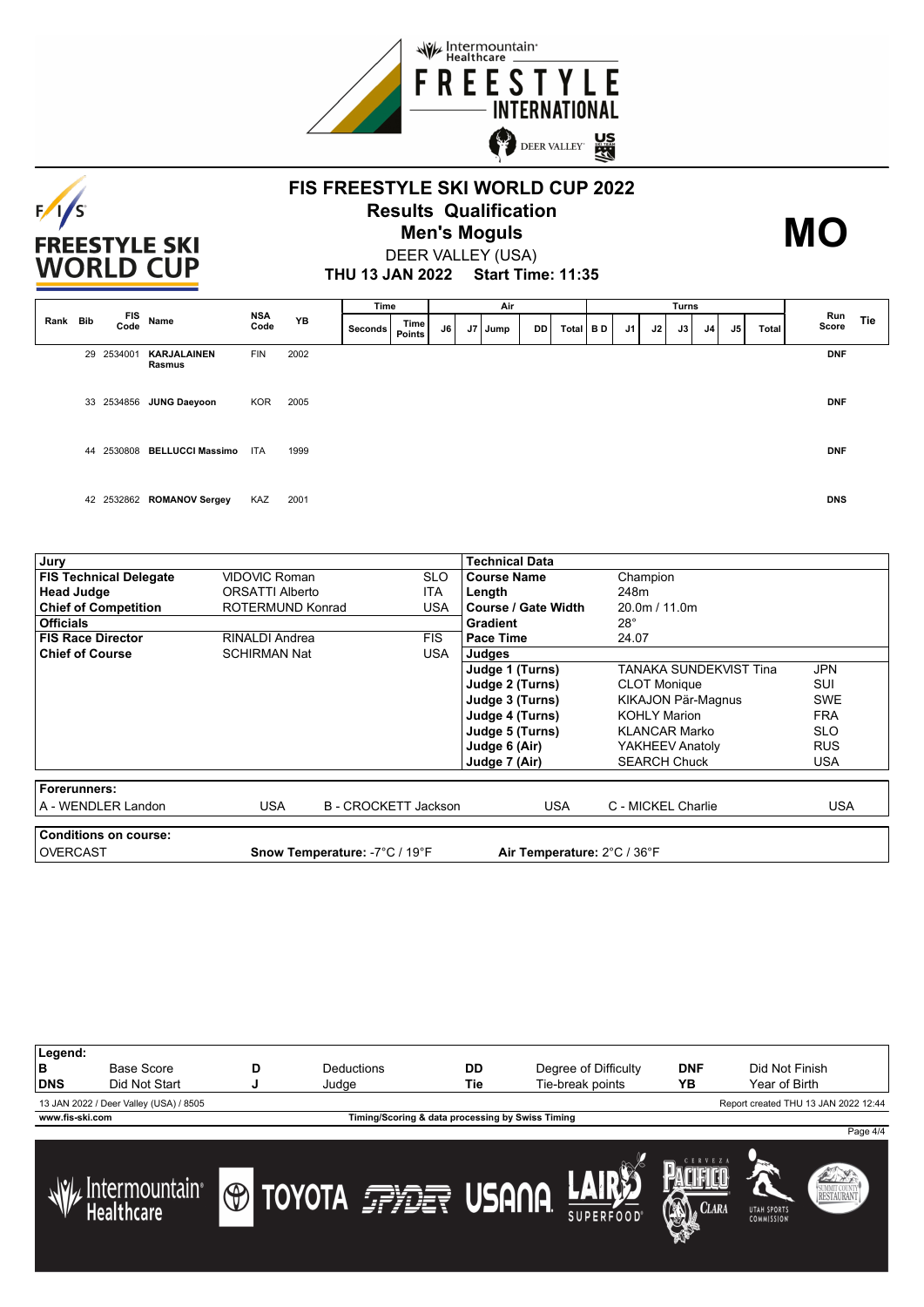# FIS FREESTYLE SKI WORLD CUP 2022

## Results Qualification

## Men's Moguls

DEER VALLEY (USA)

**THU 13 JAN 2022 Start Time: 11:35**

**MO**

| Rank | Bib | FIS Code | Name | NSA Code | YB | Time Seconds | Time Points | Air J6 | Air J7 | Jump | DD | Air Total | Turns B D | J1 | J2 | J3 | J4 | J5 | Turns Total | Run Score | Tie |
|---|---|---|---|---|---|---|---|---|---|---|---|---|---|---|---|---|---|---|---|---|---|
| | 29 | 2534001 | **KARJALAINEN Rasmus** | FIN | 2002 | | | | | | | | | | | | | | | DNF | |
| | 33 | 2534856 | **JUNG Daeyoon** | KOR | 2005 | | | | | | | | | | | | | | | DNF | |
| | 44 | 2530808 | **BELLUCCI Massimo** | ITA | 1999 | | | | | | | | | | | | | | | DNF | |
| | 42 | 2532862 | **ROMANOV Sergey** | KAZ | 2001 | | | | | | | | | | | | | | | DNS | |

| Jury | | |
|---|---|---|
| **FIS Technical Delegate** | VIDOVIC Roman | SLO |
| **Head Judge** | ORSATTI Alberto | ITA |
| **Chief of Competition** | ROTERMUND Konrad | USA |
| **Officials** | | |
| **FIS Race Director** | RINALDI Andrea | FIS |
| **Chief of Course** | SCHIRMAN Nat | USA |

| Technical Data | | |
|---|---|---|
| **Course Name** | Champion | |
| **Length** | 248m | |
| **Course / Gate Width** | 20.0m / 11.0m | |
| **Gradient** | 28° | |
| **Pace Time** | 24.07 | |
| **Judges** | | |
| **Judge 1 (Turns)** | TANAKA SUNDEKVIST Tina | JPN |
| **Judge 2 (Turns)** | CLOT Monique | SUI |
| **Judge 3 (Turns)** | KIKAJON Pär-Magnus | SWE |
| **Judge 4 (Turns)** | KOHLY Marion | FRA |
| **Judge 5 (Turns)** | KLANCAR Marko | SLO |
| **Judge 6 (Air)** | YAKHEEV Anatoly | RUS |
| **Judge 7 (Air)** | SEARCH Chuck | USA |

**Forerunners:**

A - WENDLER Landon USA | B - CROCKETT Jackson USA | C - MICKEL Charlie USA

**Conditions on course:**

OVERCAST | **Snow Temperature: -7°C / 19°F** | **Air Temperature: 2°C / 36°F**

| Legend: | | | | | | | |
|---|---|---|---|---|---|---|---|
| **B** | Base Score | **D** | Deductions | **DD** | Degree of Difficulty | **DNF** | Did Not Finish |
| **DNS** | Did Not Start | **J** | Judge | **Tie** | Tie-break points | **YB** | Year of Birth |

13 JAN 2022 / Deer Valley (USA) / 8505 — Report created THU 13 JAN 2022 12:44

www.fis-ski.com — Timing/Scoring & data processing by Swiss Timing